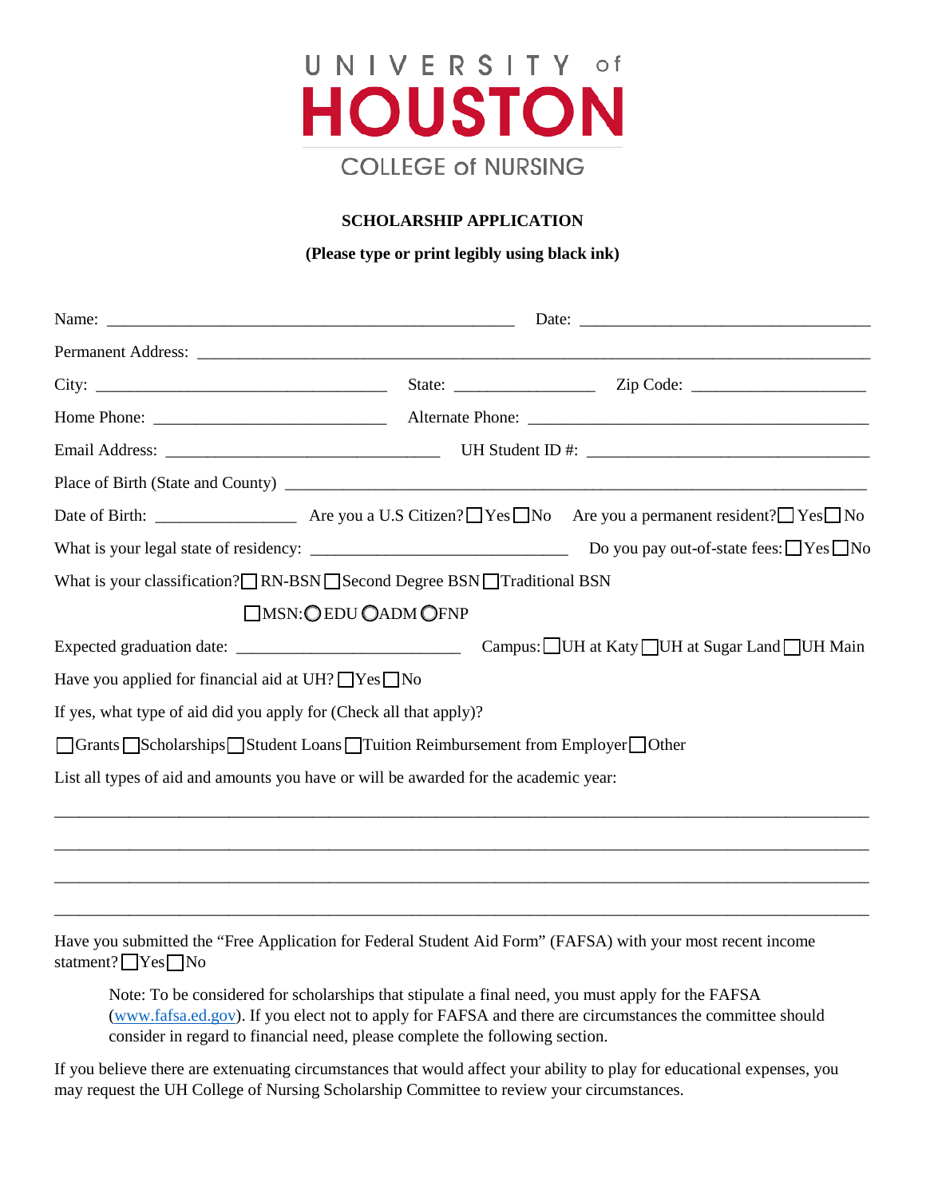UNIVERSITY of
# HOUSTON
COLLEGE of NURSING

**SCHOLARSHIP APPLICATION**

**(Please type or print legibly using black ink)**

Name: ______________________________________________ Date: _________________________________

Permanent Address: ___________________________________________________________________________

City: _________________________________ State: _______________ Zip Code: ___________________

Home Phone: __________________________ Alternate Phone: _______________________________________

Email Address: _______________________________ UH Student ID #: ________________________________

Place of Birth (State and County) ______________________________________________________________

Date of Birth: ________________ Are you a U.S Citizen? ☐ Yes ☐ No Are you a permanent resident? ☐ Yes ☐ No

What is your legal state of residency: _____________________________ Do you pay out-of-state fees: ☐ Yes ☐ No

What is your classification? ☐ RN-BSN ☐ Second Degree BSN ☐ Traditional BSN

☐ MSN: ◯ EDU ◯ ADM ◯ FNP

Expected graduation date: _________________________ Campus: ☐ UH at Katy ☐ UH at Sugar Land ☐ UH Main

Have you applied for financial aid at UH? ☐ Yes ☐ No

If yes, what type of aid did you apply for (Check all that apply)?

☐ Grants ☐ Scholarships ☐ Student Loans ☐ Tuition Reimbursement from Employer ☐ Other

List all types of aid and amounts you have or will be awarded for the academic year:

_____________________________________________________________________________________________

_____________________________________________________________________________________________

_____________________________________________________________________________________________

_____________________________________________________________________________________________

Have you submitted the "Free Application for Federal Student Aid Form" (FAFSA) with your most recent income statment? ☐ Yes ☐ No

> Note: To be considered for scholarships that stipulate a final need, you must apply for the FAFSA (www.fafsa.ed.gov). If you elect not to apply for FAFSA and there are circumstances the committee should consider in regard to financial need, please complete the following section.

If you believe there are extenuating circumstances that would affect your ability to play for educational expenses, you may request the UH College of Nursing Scholarship Committee to review your circumstances.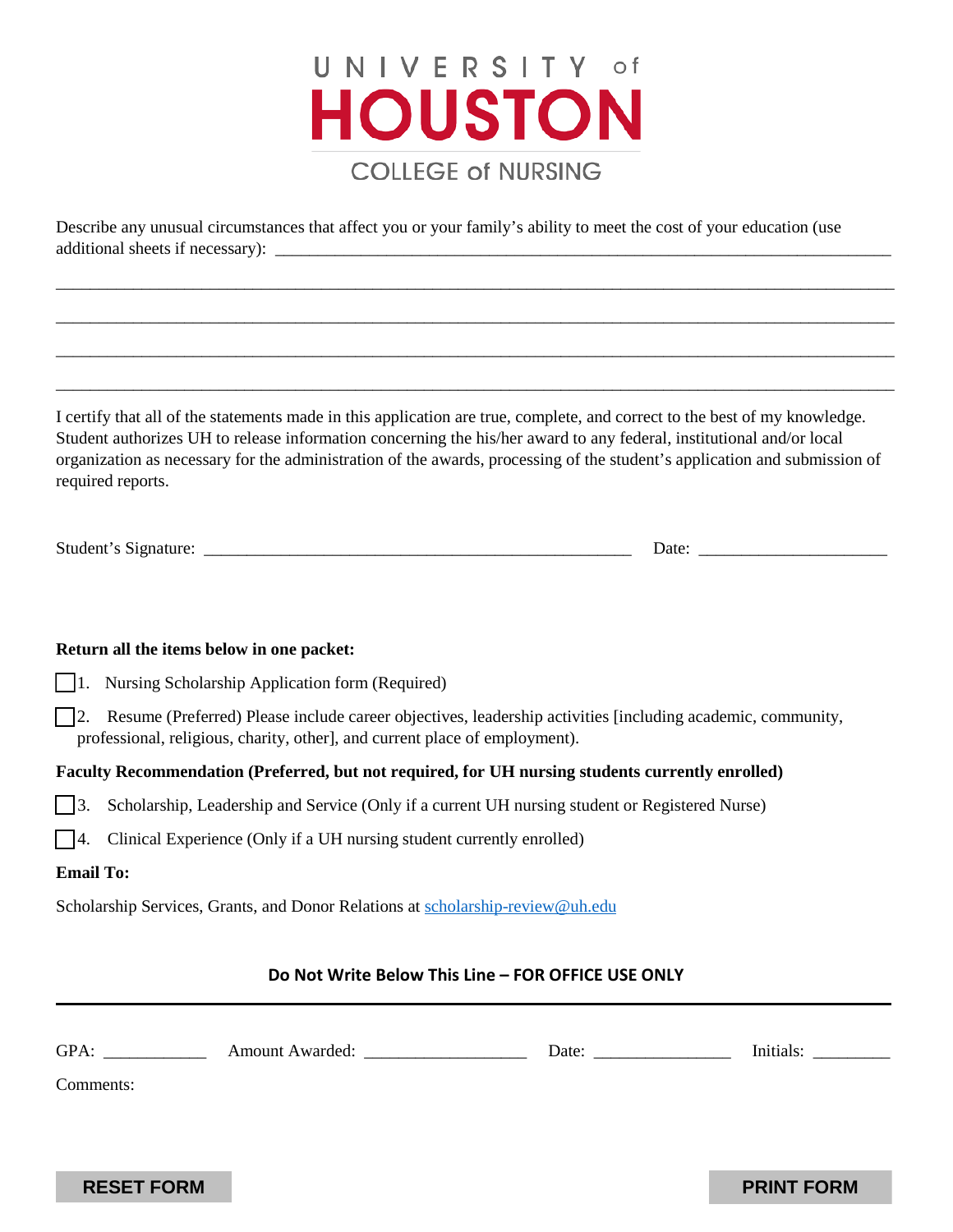UNIVERSITY of
# HOUSTON
COLLEGE of NURSING

Describe any unusual circumstances that affect you or your family's ability to meet the cost of your education (use additional sheets if necessary): ___________________________________________________________________________

_____________________________________________________________________________________________

_____________________________________________________________________________________________

_____________________________________________________________________________________________

_____________________________________________________________________________________________

I certify that all of the statements made in this application are true, complete, and correct to the best of my knowledge. Student authorizes UH to release information concerning the his/her award to any federal, institutional and/or local organization as necessary for the administration of the awards, processing of the student's application and submission of required reports.

Student's Signature: ____________________________________________________ Date: ______________________

**Return all the items below in one packet:**

- ☐ 1. Nursing Scholarship Application form (Required)
- ☐ 2. Resume (Preferred) Please include career objectives, leadership activities [including academic, community, professional, religious, charity, other], and current place of employment).

**Faculty Recommendation (Preferred, but not required, for UH nursing students currently enrolled)**

- ☐ 3. Scholarship, Leadership and Service (Only if a current UH nursing student or Registered Nurse)
- ☐ 4. Clinical Experience (Only if a UH nursing student currently enrolled)

**Email To:**

Scholarship Services, Grants, and Donor Relations at scholarship-review@uh.edu

**Do Not Write Below This Line – FOR OFFICE USE ONLY**

---

GPA: ____________ Amount Awarded: ___________________ Date: ________________ Initials: _________

Comments:

RESET FORM PRINT FORM